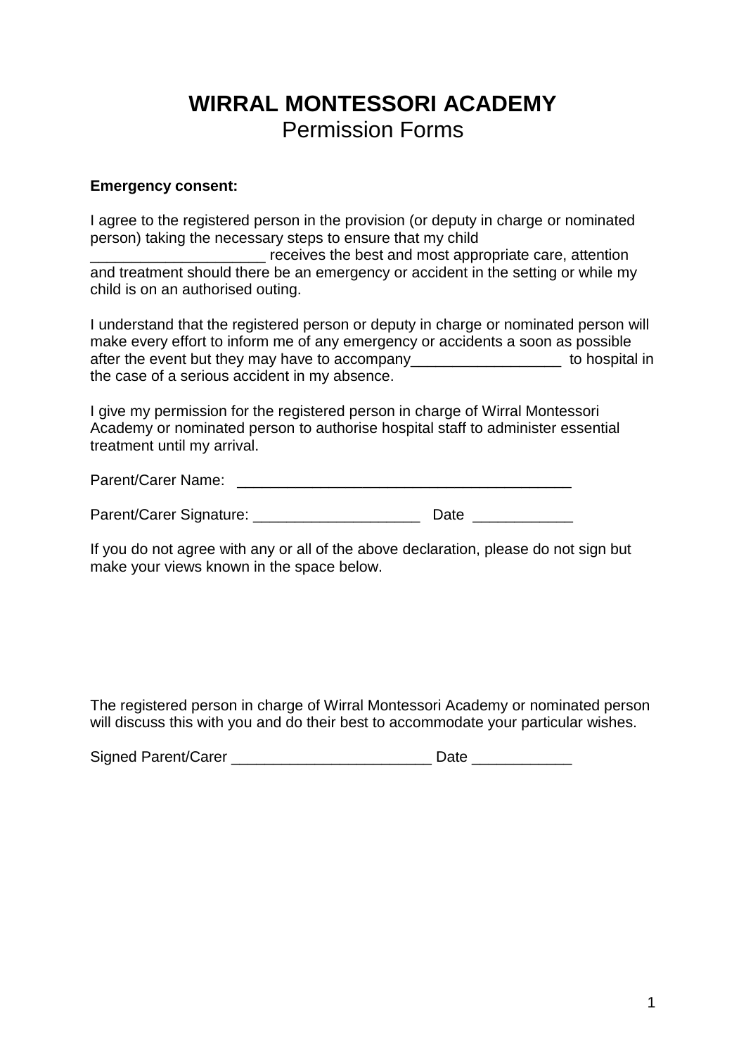# WIRRAL MONTESSORI ACADEMY

## Permission Forms

**Emergency consent:**

I agree to the registered person in the provision (or deputy in charge or nominated person) taking the necessary steps to ensure that my child _____________________ receives the best and most appropriate care, attention and treatment should there be an emergency or accident in the setting or while my child is on an authorised outing.

I understand that the registered person or deputy in charge or nominated person will make every effort to inform me of any emergency or accidents a soon as possible after the event but they may have to accompany__________________ to hospital in the case of a serious accident in my absence.

I give my permission for the registered person in charge of Wirral Montessori Academy or nominated person to authorise hospital staff to administer essential treatment until my arrival.

Parent/Carer Name: ________________________________________

Parent/Carer Signature: ____________________ Date ____________

If you do not agree with any or all of the above declaration, please do not sign but make your views known in the space below.

The registered person in charge of Wirral Montessori Academy or nominated person will discuss this with you and do their best to accommodate your particular wishes.

Signed Parent/Carer ________________________ Date ____________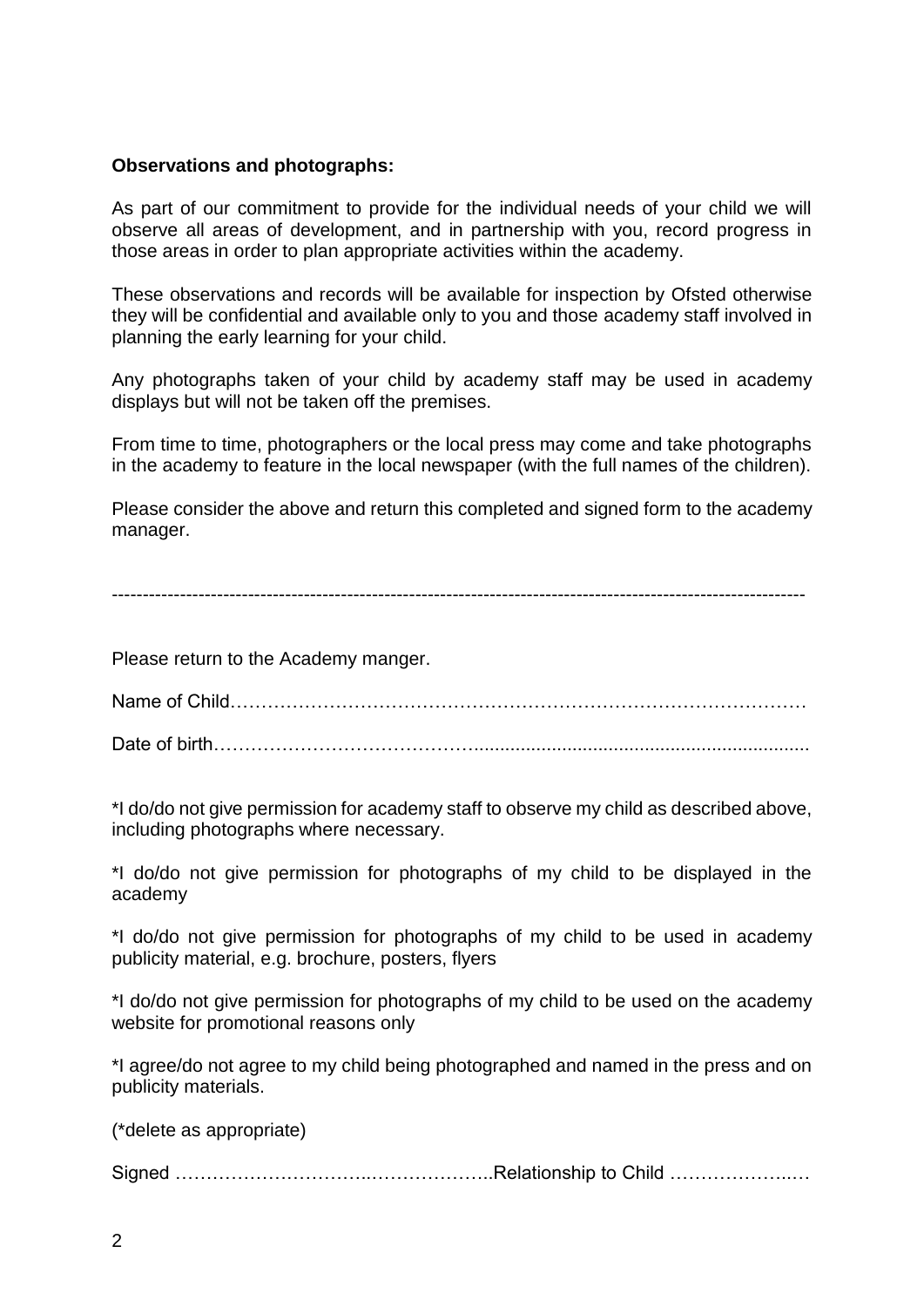**Observations and photographs:**

As part of our commitment to provide for the individual needs of your child we will observe all areas of development, and in partnership with you, record progress in those areas in order to plan appropriate activities within the academy.

These observations and records will be available for inspection by Ofsted otherwise they will be confidential and available only to you and those academy staff involved in planning the early learning for your child.

Any photographs taken of your child by academy staff may be used in academy displays but will not be taken off the premises.

From time to time, photographers or the local press may come and take photographs in the academy to feature in the local newspaper (with the full names of the children).

Please consider the above and return this completed and signed form to the academy manager.

---

Please return to the Academy manger.

Name of Child………………………………………………………………………………

Date of birth……………………………………..................................................................

*I do/do not give permission for academy staff to observe my child as described above, including photographs where necessary.

*I do/do not give permission for photographs of my child to be displayed in the academy

*I do/do not give permission for photographs of my child to be used in academy publicity material, e.g. brochure, posters, flyers

*I do/do not give permission for photographs of my child to be used on the academy website for promotional reasons only

*I agree/do not agree to my child being photographed and named in the press and on publicity materials.

(*delete as appropriate)

Signed …………………………..………………..Relationship to Child ………………..…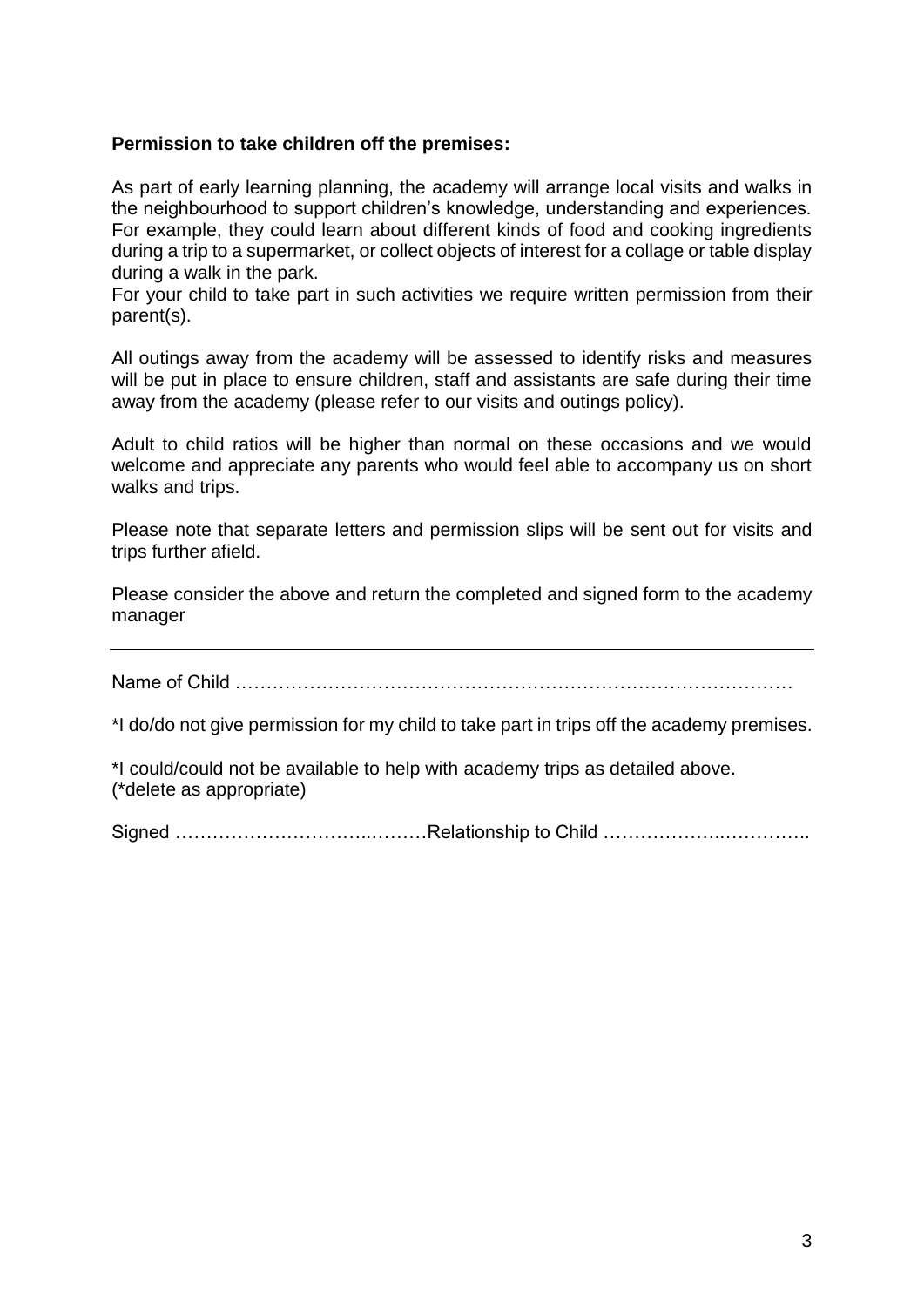**Permission to take children off the premises:**

As part of early learning planning, the academy will arrange local visits and walks in the neighbourhood to support children's knowledge, understanding and experiences. For example, they could learn about different kinds of food and cooking ingredients during a trip to a supermarket, or collect objects of interest for a collage or table display during a walk in the park.
For your child to take part in such activities we require written permission from their parent(s).

All outings away from the academy will be assessed to identify risks and measures will be put in place to ensure children, staff and assistants are safe during their time away from the academy (please refer to our visits and outings policy).

Adult to child ratios will be higher than normal on these occasions and we would welcome and appreciate any parents who would feel able to accompany us on short walks and trips.

Please note that separate letters and permission slips will be sent out for visits and trips further afield.

Please consider the above and return the completed and signed form to the academy manager

---

Name of Child ………………………………………………………………………………

*I do/do not give permission for my child to take part in trips off the academy premises.

*I could/could not be available to help with academy trips as detailed above.
(*delete as appropriate)

Signed ……………………………..………Relationship to Child ……………….…………..